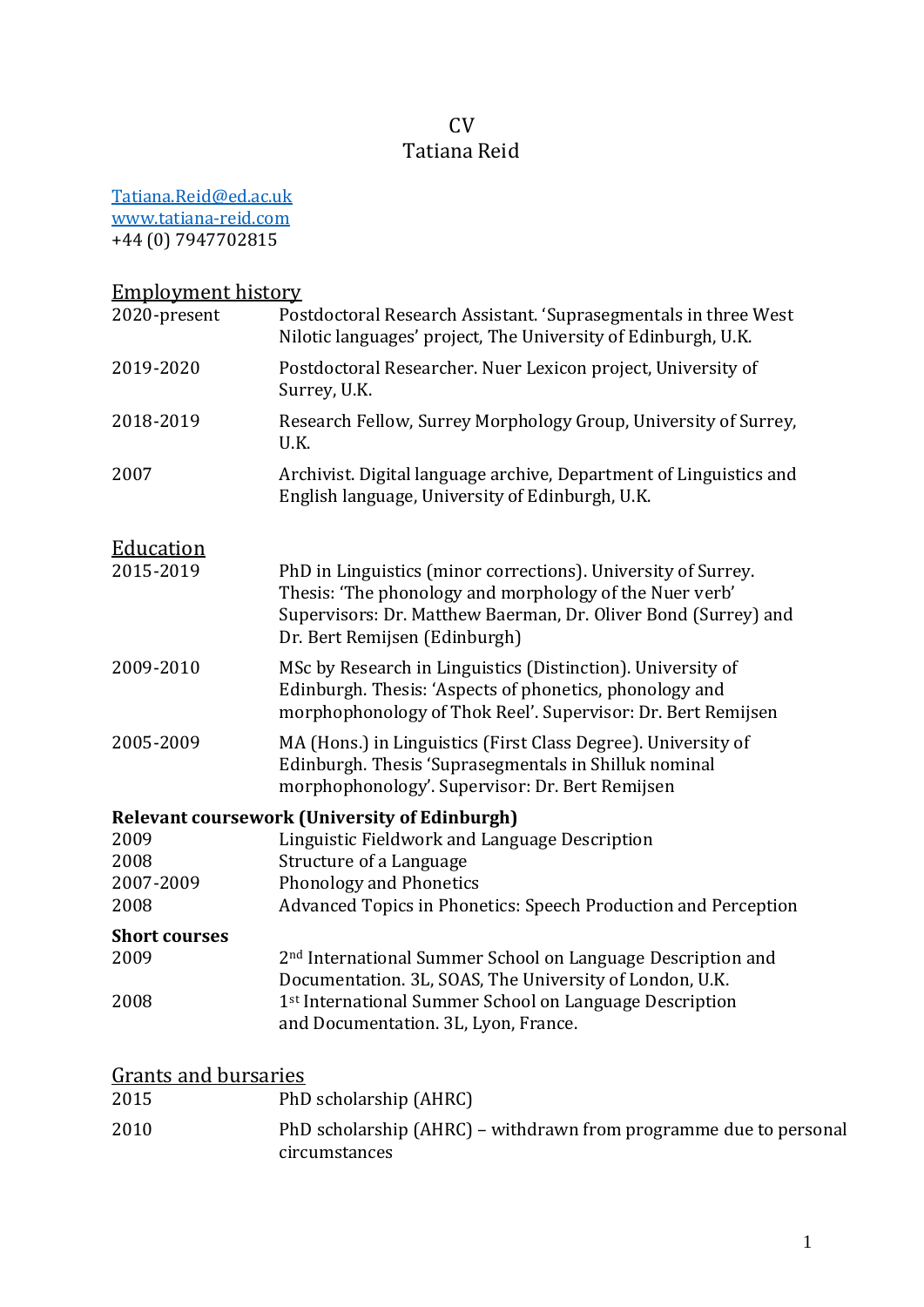# CV
# Tatiana Reid

[Tatiana.Reid@ed.ac.uk](mailto:Tatiana.Reid@ed.ac.uk)
[www.tatiana-reid.com](http://www.tatiana-reid.com)
+44 (0) 7947702815

## Employment history

| | |
|---|---|
| 2020-present | Postdoctoral Research Assistant. 'Suprasegmentals in three West Nilotic languages' project, The University of Edinburgh, U.K. |
| 2019-2020 | Postdoctoral Researcher. Nuer Lexicon project, University of Surrey, U.K. |
| 2018-2019 | Research Fellow, Surrey Morphology Group, University of Surrey, U.K. |
| 2007 | Archivist. Digital language archive, Department of Linguistics and English language, University of Edinburgh, U.K. |

## Education

| | |
|---|---|
| 2015-2019 | PhD in Linguistics (minor corrections). University of Surrey. Thesis: 'The phonology and morphology of the Nuer verb' Supervisors: Dr. Matthew Baerman, Dr. Oliver Bond (Surrey) and Dr. Bert Remijsen (Edinburgh) |
| 2009-2010 | MSc by Research in Linguistics (Distinction). University of Edinburgh. Thesis: 'Aspects of phonetics, phonology and morphophonology of Thok Reel'. Supervisor: Dr. Bert Remijsen |
| 2005-2009 | MA (Hons.) in Linguistics (First Class Degree). University of Edinburgh. Thesis 'Suprasegmentals in Shilluk nominal morphophonology'. Supervisor: Dr. Bert Remijsen |

**Relevant coursework (University of Edinburgh)**

| | |
|---|---|
| 2009 | Linguistic Fieldwork and Language Description |
| 2008 | Structure of a Language |
| 2007-2009 | Phonology and Phonetics |
| 2008 | Advanced Topics in Phonetics: Speech Production and Perception |

**Short courses**

| | |
|---|---|
| 2009 | 2nd International Summer School on Language Description and Documentation. 3L, SOAS, The University of London, U.K. |
| 2008 | 1st International Summer School on Language Description and Documentation. 3L, Lyon, France. |

## Grants and bursaries

| | |
|---|---|
| 2015 | PhD scholarship (AHRC) |
| 2010 | PhD scholarship (AHRC) – withdrawn from programme due to personal circumstances |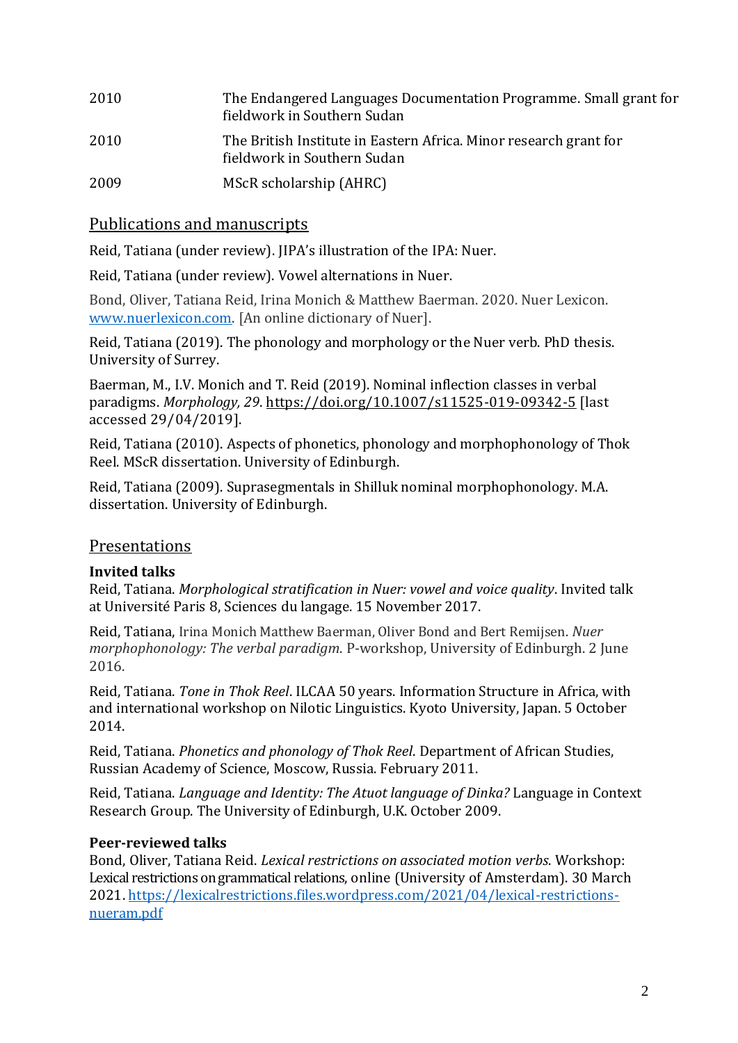| | |
|---|---|
| 2010 | The Endangered Languages Documentation Programme. Small grant for fieldwork in Southern Sudan |
| 2010 | The British Institute in Eastern Africa. Minor research grant for fieldwork in Southern Sudan |
| 2009 | MScR scholarship (AHRC) |

## Publications and manuscripts

Reid, Tatiana (under review). JIPA's illustration of the IPA: Nuer.

Reid, Tatiana (under review). Vowel alternations in Nuer.

Bond, Oliver, Tatiana Reid, Irina Monich & Matthew Baerman. 2020. Nuer Lexicon. [www.nuerlexicon.com](www.nuerlexicon.com). [An online dictionary of Nuer].

Reid, Tatiana (2019). The phonology and morphology or the Nuer verb. PhD thesis. University of Surrey.

Baerman, M., I.V. Monich and T. Reid (2019). Nominal inflection classes in verbal paradigms. *Morphology, 29*. https://doi.org/10.1007/s11525-019-09342-5 [last accessed 29/04/2019].

Reid, Tatiana (2010). Aspects of phonetics, phonology and morphophonology of Thok Reel. MScR dissertation. University of Edinburgh.

Reid, Tatiana (2009). Suprasegmentals in Shilluk nominal morphophonology. M.A. dissertation. University of Edinburgh.

## Presentations

**Invited talks**

Reid, Tatiana. *Morphological stratification in Nuer: vowel and voice quality*. Invited talk at Université Paris 8, Sciences du langage. 15 November 2017.

Reid, Tatiana, Irina Monich Matthew Baerman, Oliver Bond and Bert Remijsen. *Nuer morphophonology: The verbal paradigm*. P-workshop, University of Edinburgh. 2 June 2016.

Reid, Tatiana. *Tone in Thok Reel*. ILCAA 50 years. Information Structure in Africa, with and international workshop on Nilotic Linguistics. Kyoto University, Japan. 5 October 2014.

Reid, Tatiana. *Phonetics and phonology of Thok Reel*. Department of African Studies, Russian Academy of Science, Moscow, Russia. February 2011.

Reid, Tatiana. *Language and Identity: The Atuot language of Dinka?* Language in Context Research Group. The University of Edinburgh, U.K. October 2009.

**Peer-reviewed talks**

Bond, Oliver, Tatiana Reid. *Lexical restrictions on associated motion verbs*. Workshop: Lexical restrictions on grammatical relations, online (University of Amsterdam). 30 March 2021. https://lexicalrestrictions.files.wordpress.com/2021/04/lexical-restrictions-nueram.pdf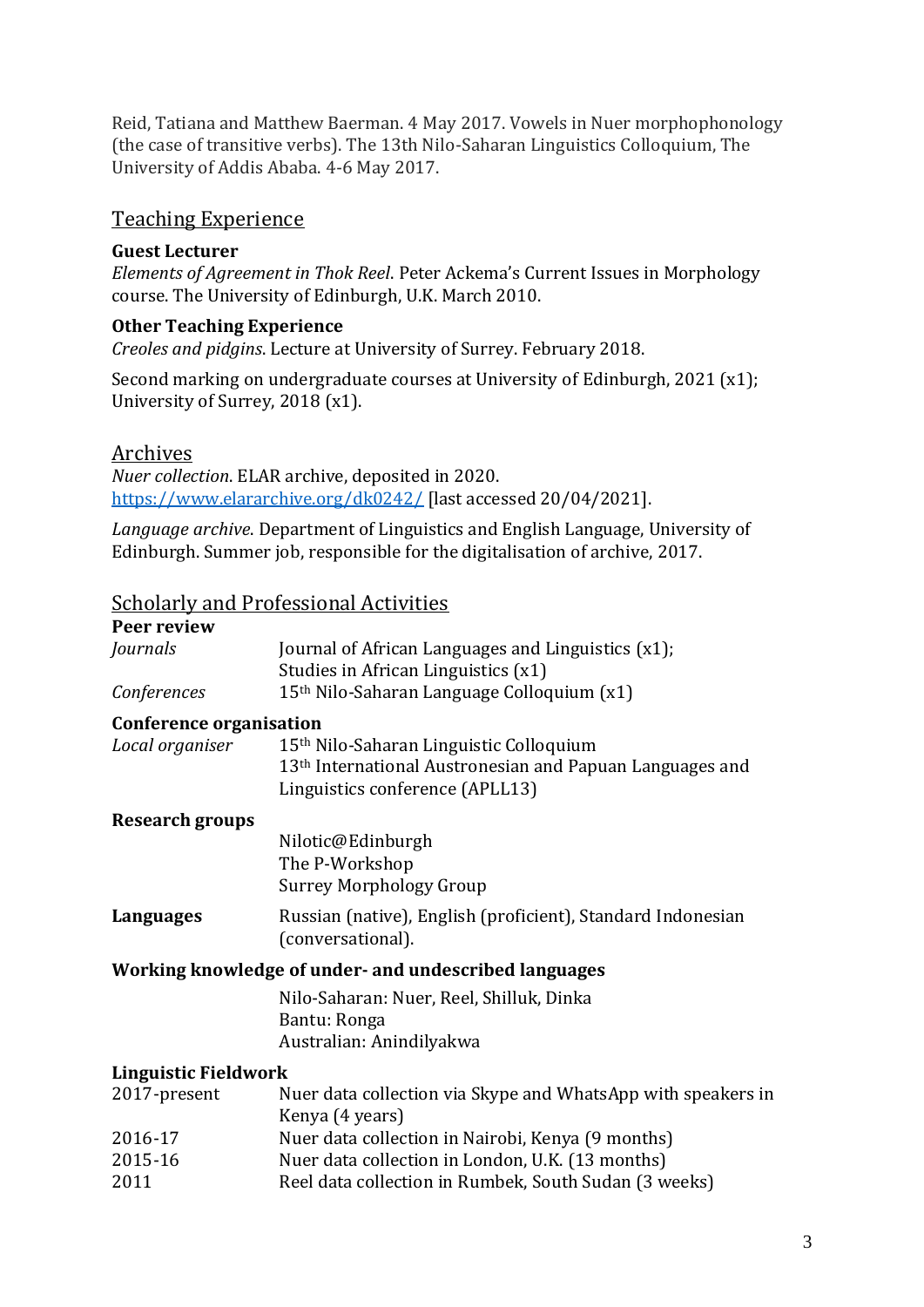Reid, Tatiana and Matthew Baerman. 4 May 2017. Vowels in Nuer morphophonology (the case of transitive verbs). The 13th Nilo-Saharan Linguistics Colloquium, The University of Addis Ababa. 4-6 May 2017.

## Teaching Experience

**Guest Lecturer**

*Elements of Agreement in Thok Reel*. Peter Ackema's Current Issues in Morphology course. The University of Edinburgh, U.K. March 2010.

**Other Teaching Experience**

*Creoles and pidgins*. Lecture at University of Surrey. February 2018.

Second marking on undergraduate courses at University of Edinburgh, 2021 (x1); University of Surrey, 2018 (x1).

## Archives

*Nuer collection*. ELAR archive, deposited in 2020. https://www.elararchive.org/dk0242/ [last accessed 20/04/2021].

*Language archive*. Department of Linguistics and English Language, University of Edinburgh. Summer job, responsible for the digitalisation of archive, 2017.

## Scholarly and Professional Activities

**Peer review**

*Journals* — Journal of African Languages and Linguistics (x1); Studies in African Linguistics (x1)

*Conferences* — 15th Nilo-Saharan Language Colloquium (x1)

**Conference organisation**

*Local organiser* — 15th Nilo-Saharan Linguistic Colloquium; 13th International Austronesian and Papuan Languages and Linguistics conference (APLL13)

**Research groups**

- Nilotic@Edinburgh
- The P-Workshop
- Surrey Morphology Group

**Languages** — Russian (native), English (proficient), Standard Indonesian (conversational).

**Working knowledge of under- and undescribed languages**

- Nilo-Saharan: Nuer, Reel, Shilluk, Dinka
- Bantu: Ronga
- Australian: Anindilyakwa

**Linguistic Fieldwork**

| | |
|---|---|
| 2017-present | Nuer data collection via Skype and WhatsApp with speakers in Kenya (4 years) |
| 2016-17 | Nuer data collection in Nairobi, Kenya (9 months) |
| 2015-16 | Nuer data collection in London, U.K. (13 months) |
| 2011 | Reel data collection in Rumbek, South Sudan (3 weeks) |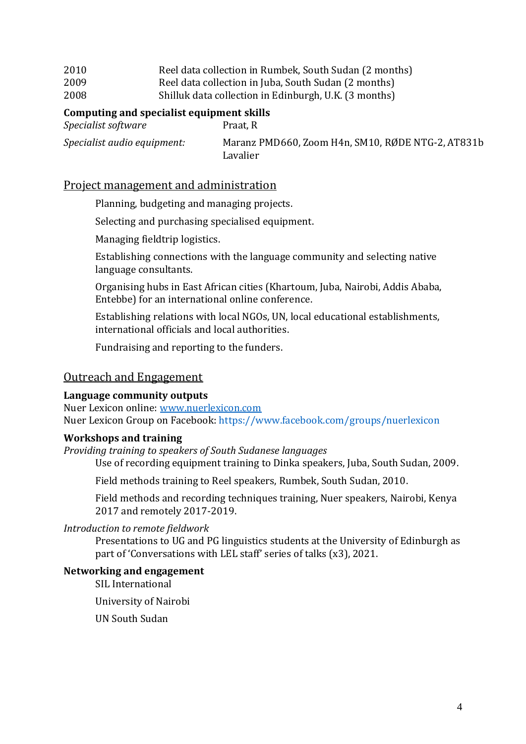| | |
|---|---|
| 2010 | Reel data collection in Rumbek, South Sudan (2 months) |
| 2009 | Reel data collection in Juba, South Sudan (2 months) |
| 2008 | Shilluk data collection in Edinburgh, U.K. (3 months) |

**Computing and specialist equipment skills**

| | |
|---|---|
| *Specialist software* | Praat, R |
| *Specialist audio equipment:* | Maranz PMD660, Zoom H4n, SM10, RØDE NTG-2, AT831b Lavalier |

## Project management and administration

Planning, budgeting and managing projects.

Selecting and purchasing specialised equipment.

Managing fieldtrip logistics.

Establishing connections with the language community and selecting native language consultants.

Organising hubs in East African cities (Khartoum, Juba, Nairobi, Addis Ababa, Entebbe) for an international online conference.

Establishing relations with local NGOs, UN, local educational establishments, international officials and local authorities.

Fundraising and reporting to the funders.

## Outreach and Engagement

**Language community outputs**

Nuer Lexicon online: www.nuerlexicon.com
Nuer Lexicon Group on Facebook: https://www.facebook.com/groups/nuerlexicon

**Workshops and training**

*Providing training to speakers of South Sudanese languages*

Use of recording equipment training to Dinka speakers, Juba, South Sudan, 2009.

Field methods training to Reel speakers, Rumbek, South Sudan, 2010.

Field methods and recording techniques training, Nuer speakers, Nairobi, Kenya 2017 and remotely 2017-2019.

*Introduction to remote fieldwork*

Presentations to UG and PG linguistics students at the University of Edinburgh as part of 'Conversations with LEL staff' series of talks (x3), 2021.

**Networking and engagement**

SIL International

University of Nairobi

UN South Sudan